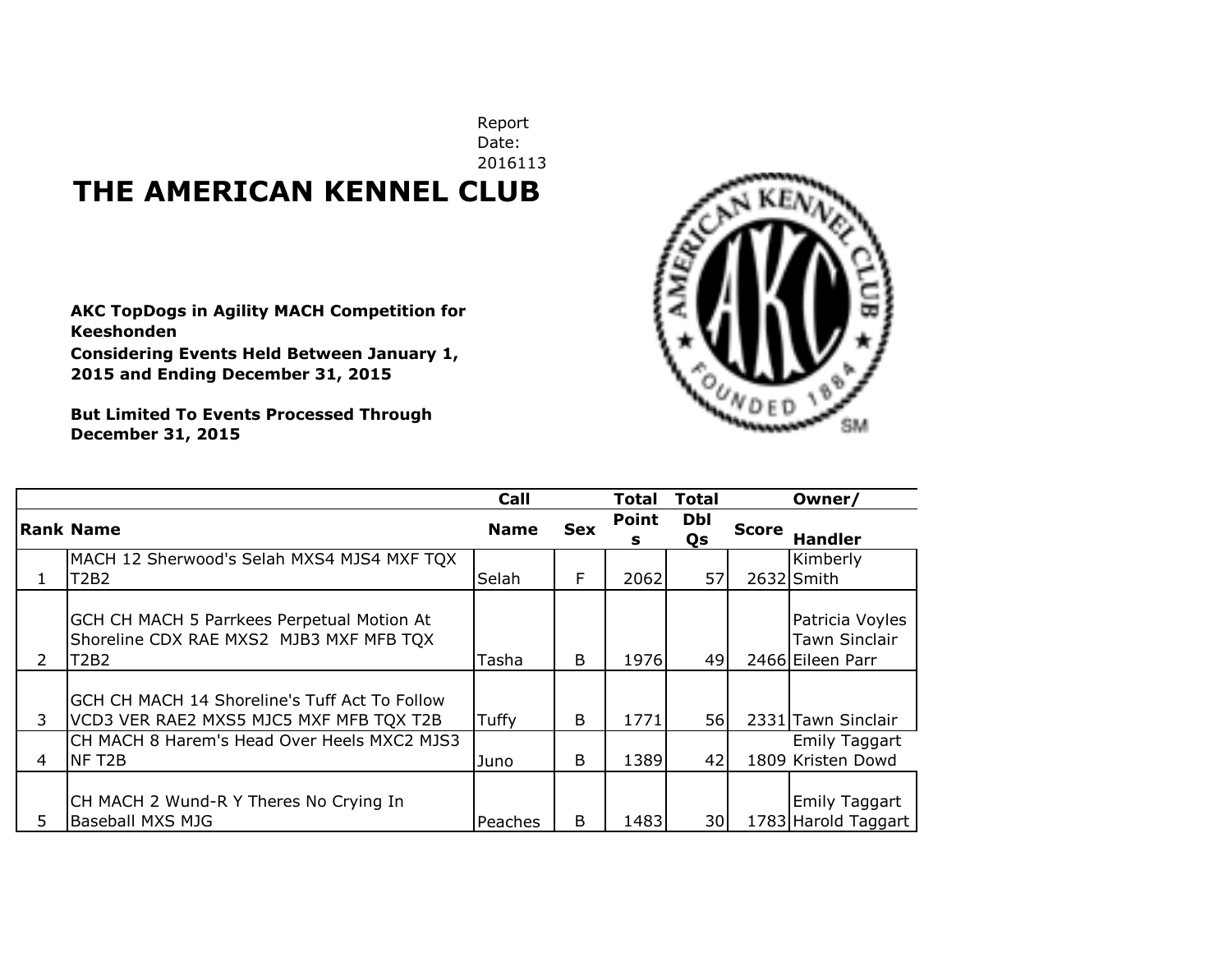Report Date: 2016113

# THE AMERICAN KENNEL CLUB

**AKC TopDogs in Agility MACH Competition for Keeshonden**
**Considering Events Held Between January 1, 2015 and Ending December 31, 2015**

**But Limited To Events Processed Through December 31, 2015**

| Rank | Name | Call Name | Sex | Total Points | Total Dbl Qs | Score | Owner/ Handler |
|---|---|---|---|---|---|---|---|
| 1 | MACH 12 Sherwood's Selah MXS4 MJS4 MXF TQX T2B2 | Selah | F | 2062 | 57 | 2632 | Kimberly Smith |
| 2 | GCH CH MACH 5 Parrkees Perpetual Motion At Shoreline CDX RAE MXS2 MJB3 MXF MFB TQX T2B2 | Tasha | B | 1976 | 49 | 2466 | Patricia Voyles Tawn Sinclair Eileen Parr |
| 3 | GCH CH MACH 14 Shoreline's Tuff Act To Follow VCD3 VER RAE2 MXS5 MJC5 MXF MFB TQX T2B | Tuffy | B | 1771 | 56 | 2331 | Tawn Sinclair |
| 4 | CH MACH 8 Harem's Head Over Heels MXC2 MJS3 NF T2B | Juno | B | 1389 | 42 | 1809 | Emily Taggart Kristen Dowd |
| 5 | CH MACH 2 Wund-R Y Theres No Crying In Baseball MXS MJG | Peaches | B | 1483 | 30 | 1783 | Emily Taggart Harold Taggart |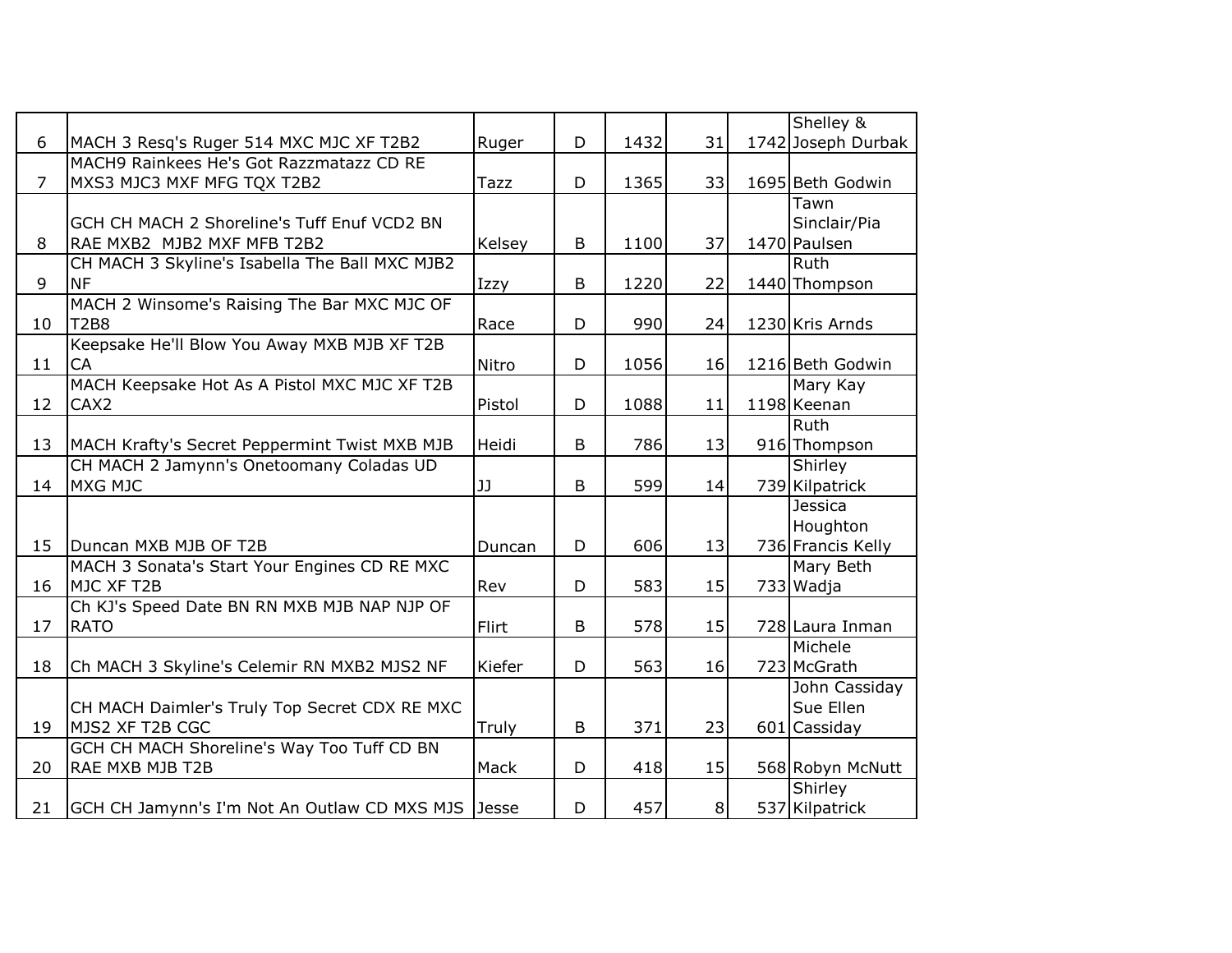| | | | | | | | |
|---|---|---|---|---|---|---|---|
| 6 | MACH 3 Resq's Ruger 514 MXC MJC XF T2B2 | Ruger | D | 1432 | 31 | 1742 | Shelley & Joseph Durbak |
| 7 | MACH9 Rainkees He's Got Razzmatazz CD RE MXS3 MJC3 MXF MFG TQX T2B2 | Tazz | D | 1365 | 33 | 1695 | Beth Godwin |
| 8 | GCH CH MACH 2 Shoreline's Tuff Enuf VCD2 BN RAE MXB2 MJB2 MXF MFB T2B2 | Kelsey | B | 1100 | 37 | 1470 | Tawn Sinclair/Pia Paulsen |
| 9 | CH MACH 3 Skyline's Isabella The Ball MXC MJB2 NF | Izzy | B | 1220 | 22 | 1440 | Ruth Thompson |
| 10 | MACH 2 Winsome's Raising The Bar MXC MJC OF T2B8 | Race | D | 990 | 24 | 1230 | Kris Arnds |
| 11 | Keepsake He'll Blow You Away MXB MJB XF T2B CA | Nitro | D | 1056 | 16 | 1216 | Beth Godwin |
| 12 | MACH Keepsake Hot As A Pistol MXC MJC XF T2B CAX2 | Pistol | D | 1088 | 11 | 1198 | Mary Kay Keenan |
| 13 | MACH Krafty's Secret Peppermint Twist MXB MJB | Heidi | B | 786 | 13 | 916 | Ruth Thompson |
| 14 | CH MACH 2 Jamynn's Onetoomany Coladas UD MXG MJC | JJ | B | 599 | 14 | 739 | Shirley Kilpatrick |
| 15 | Duncan MXB MJB OF T2B | Duncan | D | 606 | 13 | 736 | Jessica Houghton Francis Kelly |
| 16 | MACH 3 Sonata's Start Your Engines CD RE MXC MJC XF T2B | Rev | D | 583 | 15 | 733 | Mary Beth Wadja |
| 17 | Ch KJ's Speed Date BN RN MXB MJB NAP NJP OF RATO | Flirt | B | 578 | 15 | 728 | Laura Inman |
| 18 | Ch MACH 3 Skyline's Celemir RN MXB2 MJS2 NF | Kiefer | D | 563 | 16 | 723 | Michele McGrath |
| 19 | CH MACH Daimler's Truly Top Secret CDX RE MXC MJS2 XF T2B CGC | Truly | B | 371 | 23 | 601 | John Cassiday Sue Ellen Cassiday |
| 20 | GCH CH MACH Shoreline's Way Too Tuff CD BN RAE MXB MJB T2B | Mack | D | 418 | 15 | 568 | Robyn McNutt |
| 21 | GCH CH Jamynn's I'm Not An Outlaw CD MXS MJS | Jesse | D | 457 | 8 | 537 | Shirley Kilpatrick |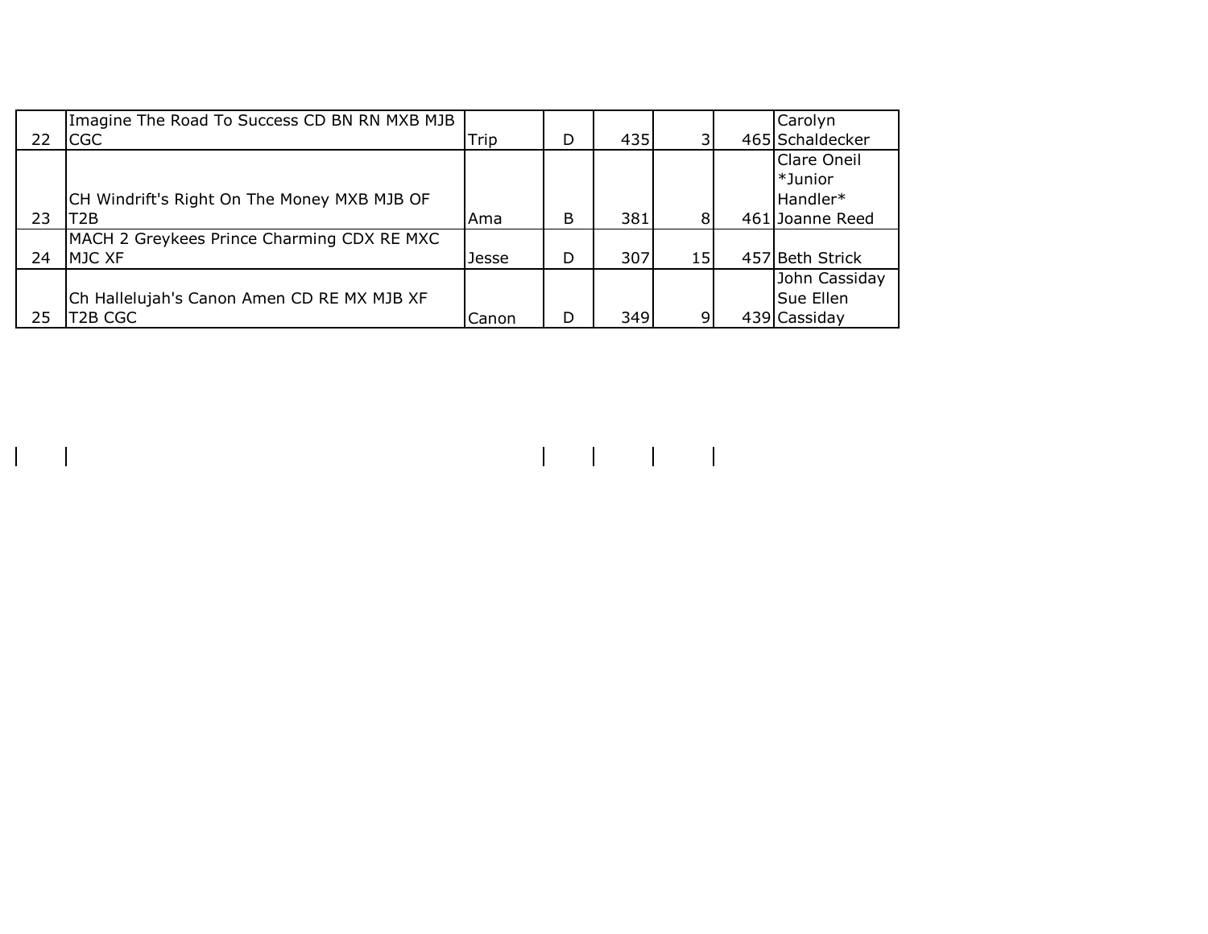| | | | | | | | |
|---|---|---|---|---|---|---|---|
| 22 | Imagine The Road To Success CD BN RN MXB MJB CGC | Trip | D | 435 | 3 | 465 | Carolyn Schaldecker |
| 23 | CH Windrift's Right On The Money MXB MJB OF T2B | Ama | B | 381 | 8 | 461 | Clare Oneil *Junior Handler* Joanne Reed |
| 24 | MACH 2 Greykees Prince Charming CDX RE MXC MJC XF | Jesse | D | 307 | 15 | 457 | Beth Strick |
| 25 | Ch Hallelujah's Canon Amen CD RE MX MJB XF T2B CGC | Canon | D | 349 | 9 | 439 | John Cassiday Sue Ellen Cassiday |